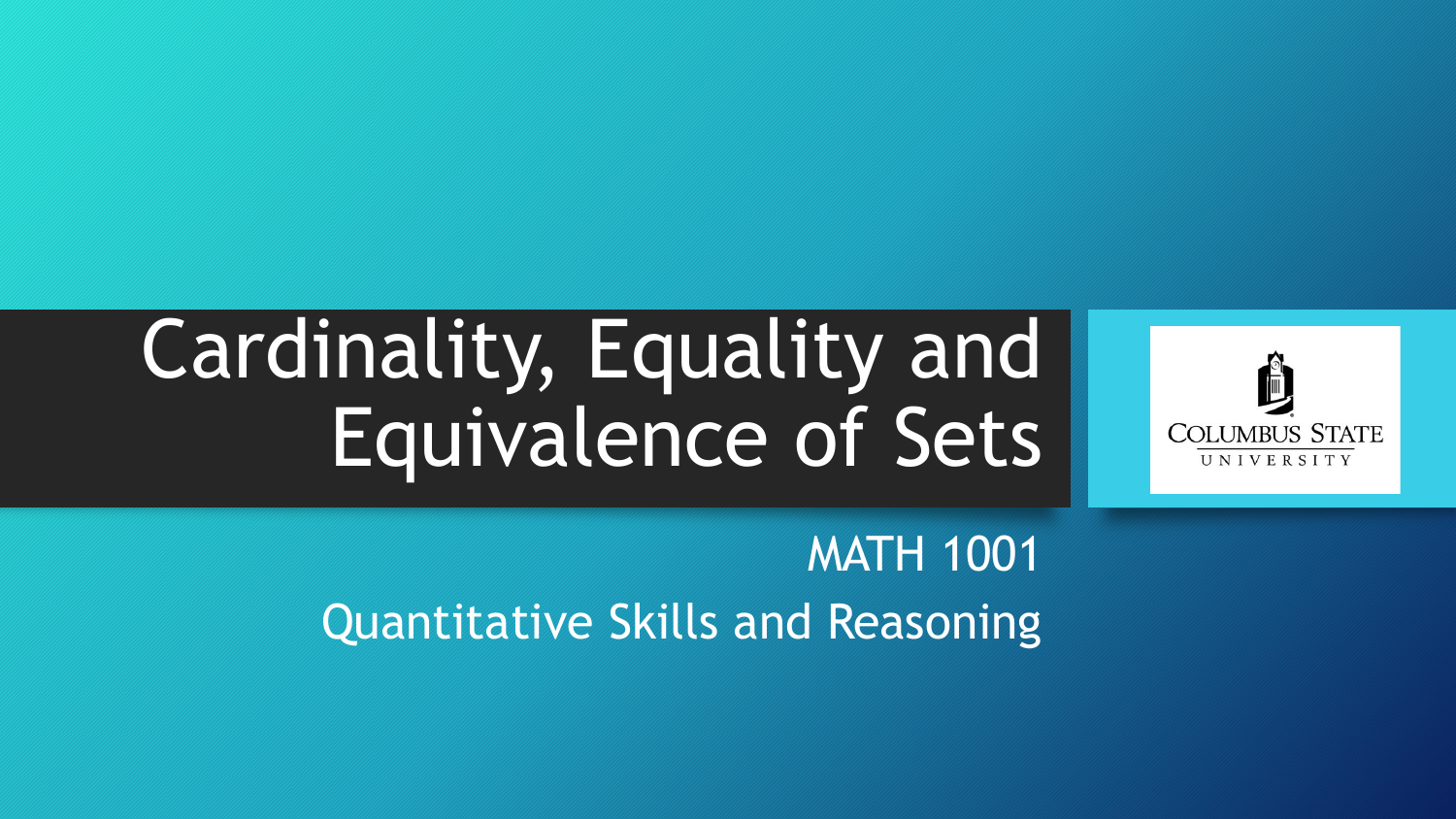# Cardinality, Equality and Equivalence of Sets

MATH 1001

Quantitative Skills and Reasoning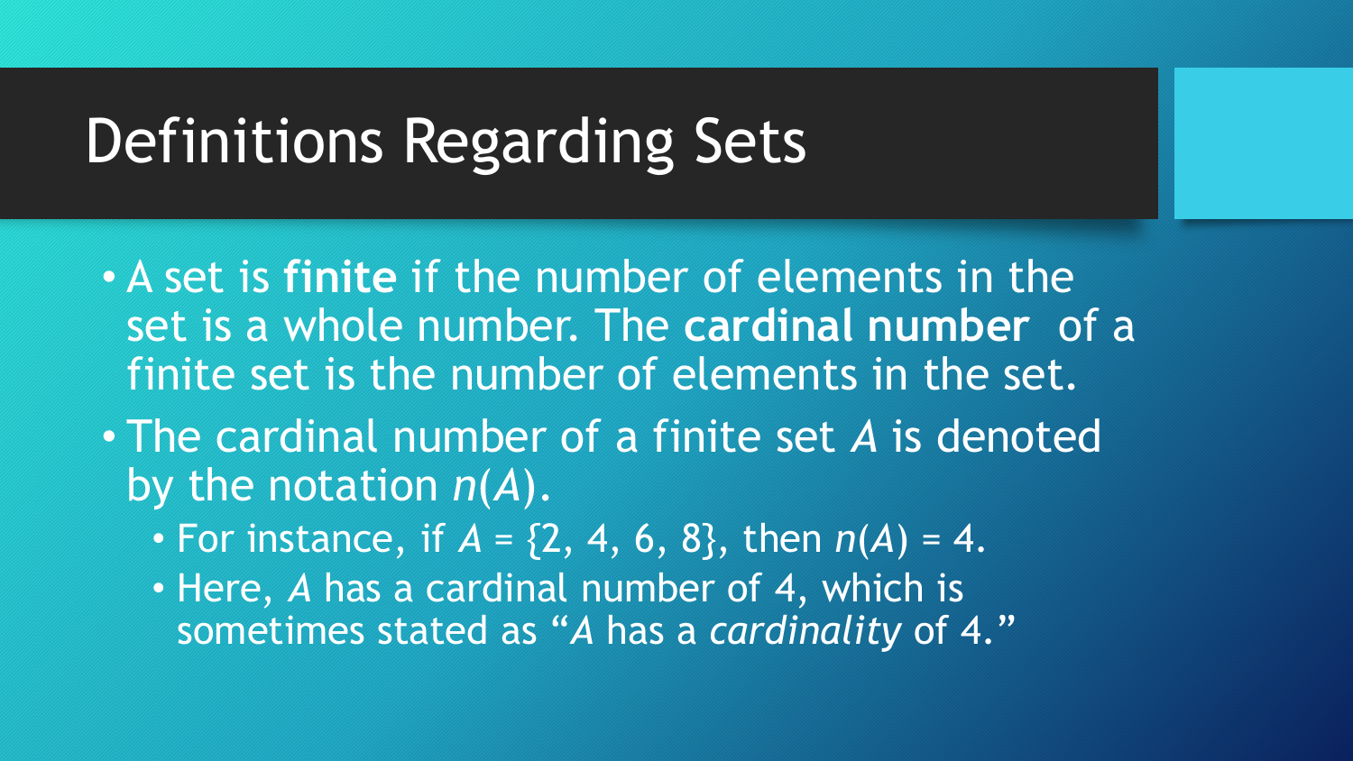# Definitions Regarding Sets

- A set is **finite** if the number of elements in the set is a whole number. The **cardinal number** of a finite set is the number of elements in the set.
- The cardinal number of a finite set $A$ is denoted by the notation $n(A)$.
  - For instance, if $A = \{2, 4, 6, 8\}$, then $n(A) = 4$.
  - Here, $A$ has a cardinal number of 4, which is sometimes stated as "$A$ has a *cardinality* of 4."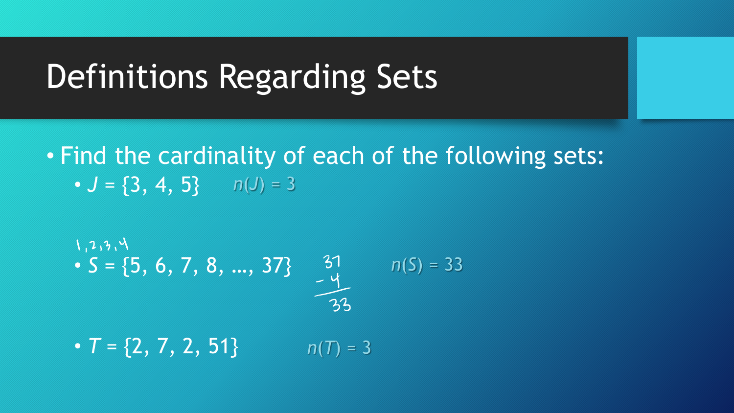# Definitions Regarding Sets

- Find the cardinality of each of the following sets:
  - $J = \{3, 4, 5\}$ $n(J) = 3$
  - 1, 2, 3, 4
    $S = \{5, 6, 7, 8, \ldots, 37\}$ 37 − 4 = 33 $n(S) = 33$
  - $T = \{2, 7, 2, 51\}$ $n(T) = 3$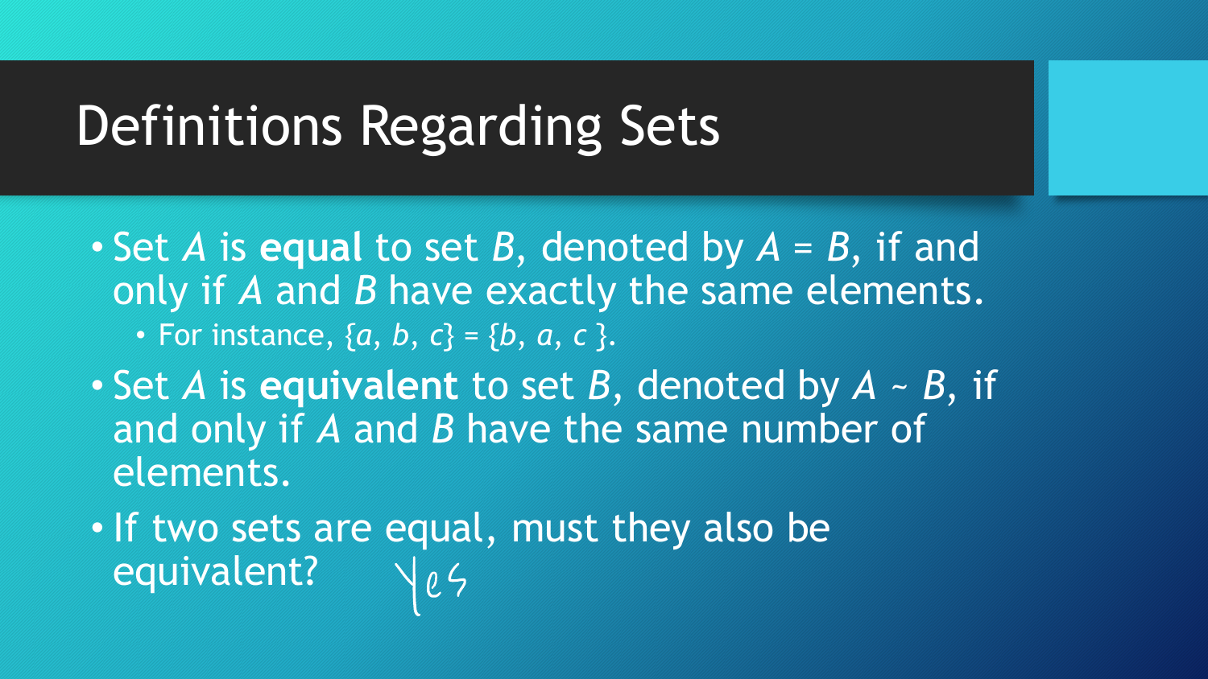# Definitions Regarding Sets

- Set $A$ is **equal** to set $B$, denoted by $A = B$, if and only if $A$ and $B$ have exactly the same elements.
  - For instance, $\{a, b, c\} = \{b, a, c\}$.
- Set $A$ is **equivalent** to set $B$, denoted by $A \sim B$, if and only if $A$ and $B$ have the same number of elements.
- If two sets are equal, must they also be equivalent? Yes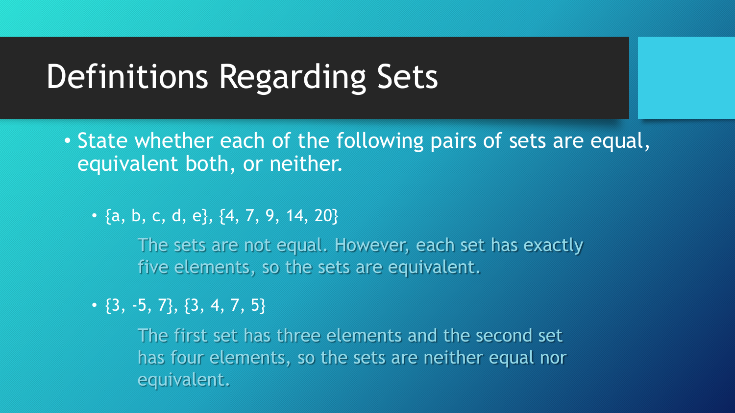# Definitions Regarding Sets

- State whether each of the following pairs of sets are equal, equivalent both, or neither.

  - {a, b, c, d, e}, {4, 7, 9, 14, 20}

    The sets are not equal. However, each set has exactly five elements, so the sets are equivalent.

  - {3, -5, 7}, {3, 4, 7, 5}

    The first set has three elements and the second set has four elements, so the sets are neither equal nor equivalent.